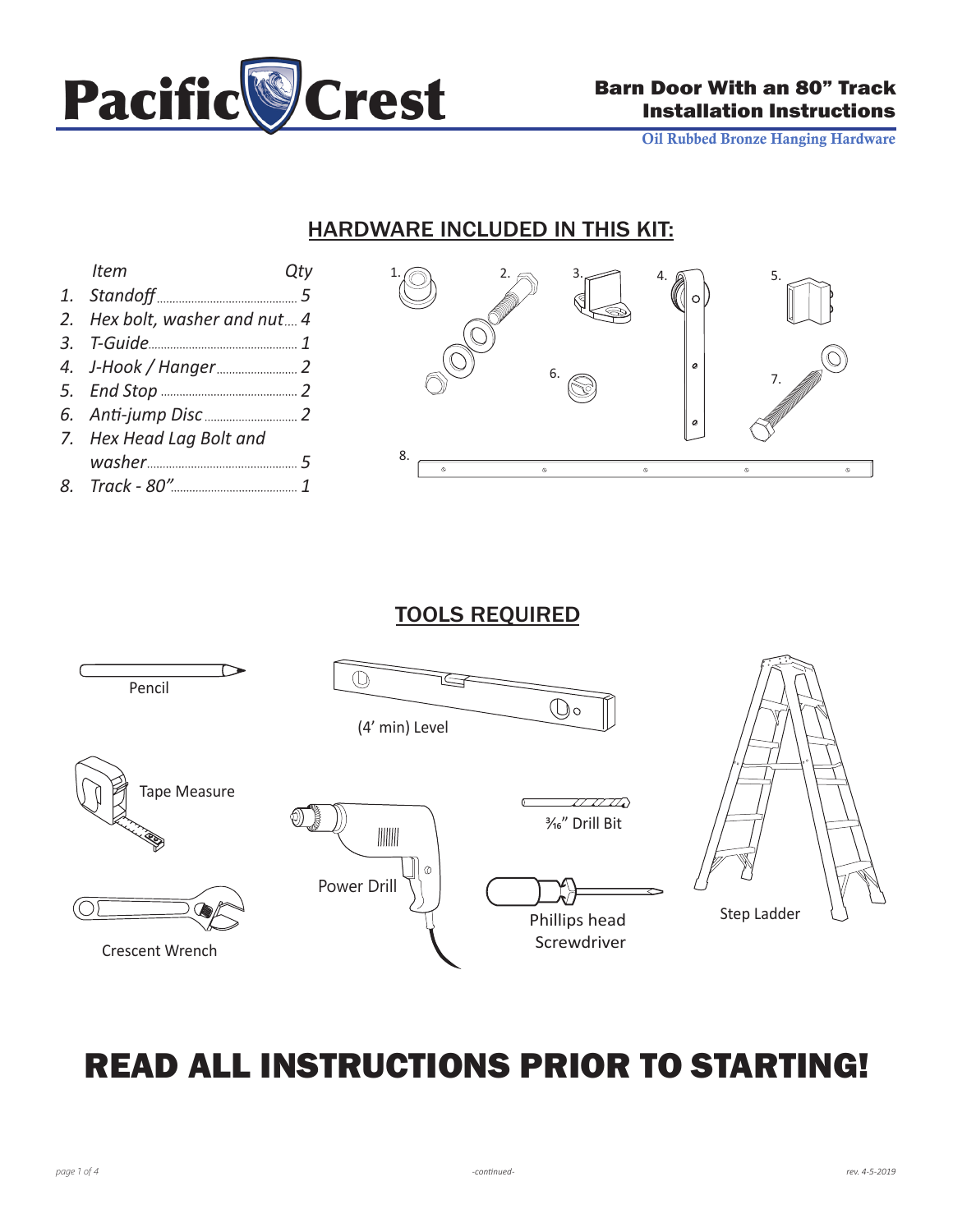# Pacific Crest

**Barn Door With an 80" Track Installation Instructions**

**Oil Rubbed Bronze Hanging Hardware**

## HARDWARE INCLUDED IN THIS KIT:

| | *Item* | *Qty* |
|---|---|---|
| *1.* | *Standoff* | *5* |
| *2.* | *Hex bolt, washer and nut* | *4* |
| *3.* | *T-Guide* | *1* |
| *4.* | *J-Hook / Hanger* | *2* |
| *5.* | *End Stop* | *2* |
| *6.* | *Anti-jump Disc* | *2* |
| *7.* | *Hex Head Lag Bolt and washer* | *5* |
| *8.* | *Track - 80"* | *1* |

## TOOLS REQUIRED

- Pencil
- (4' min) Level
- Tape Measure
- Power Drill
- 3/16" Drill Bit
- Crescent Wrench
- Phillips head Screwdriver
- Step Ladder

# READ ALL INSTRUCTIONS PRIOR TO STARTING!

-continued-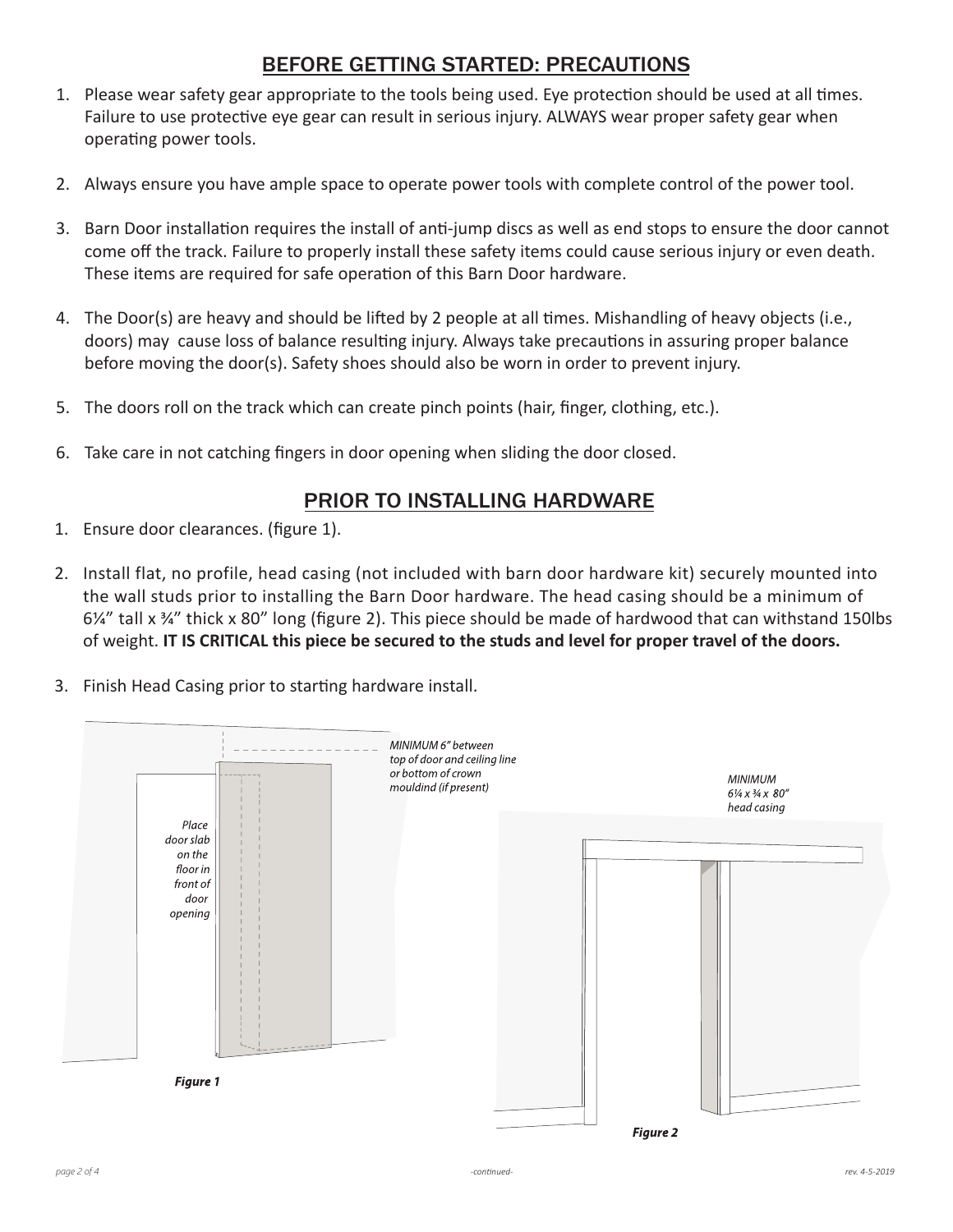## BEFORE GETTING STARTED: PRECAUTIONS

1. Please wear safety gear appropriate to the tools being used. Eye protection should be used at all times. Failure to use protective eye gear can result in serious injury. ALWAYS wear proper safety gear when operating power tools.
2. Always ensure you have ample space to operate power tools with complete control of the power tool.
3. Barn Door installation requires the install of anti-jump discs as well as end stops to ensure the door cannot come off the track. Failure to properly install these safety items could cause serious injury or even death. These items are required for safe operation of this Barn Door hardware.
4. The Door(s) are heavy and should be lifted by 2 people at all times. Mishandling of heavy objects (i.e., doors) may cause loss of balance resulting injury. Always take precautions in assuring proper balance before moving the door(s). Safety shoes should also be worn in order to prevent injury.
5. The doors roll on the track which can create pinch points (hair, finger, clothing, etc.).
6. Take care in not catching fingers in door opening when sliding the door closed.

## PRIOR TO INSTALLING HARDWARE

1. Ensure door clearances. (figure 1).
2. Install flat, no profile, head casing (not included with barn door hardware kit) securely mounted into the wall studs prior to installing the Barn Door hardware. The head casing should be a minimum of 6¼" tall x ¾" thick x 80" long (figure 2). This piece should be made of hardwood that can withstand 150lbs of weight. **IT IS CRITICAL this piece be secured to the studs and level for proper travel of the doors.**
3. Finish Head Casing prior to starting hardware install.

*MINIMUM 6" between top of door and ceiling line or bottom of crown mouldind (if present)*

*Place door slab on the floor in front of door opening*

***Figure 1***

*MINIMUM 6¼ x ¾ x 80" head casing*

***Figure 2***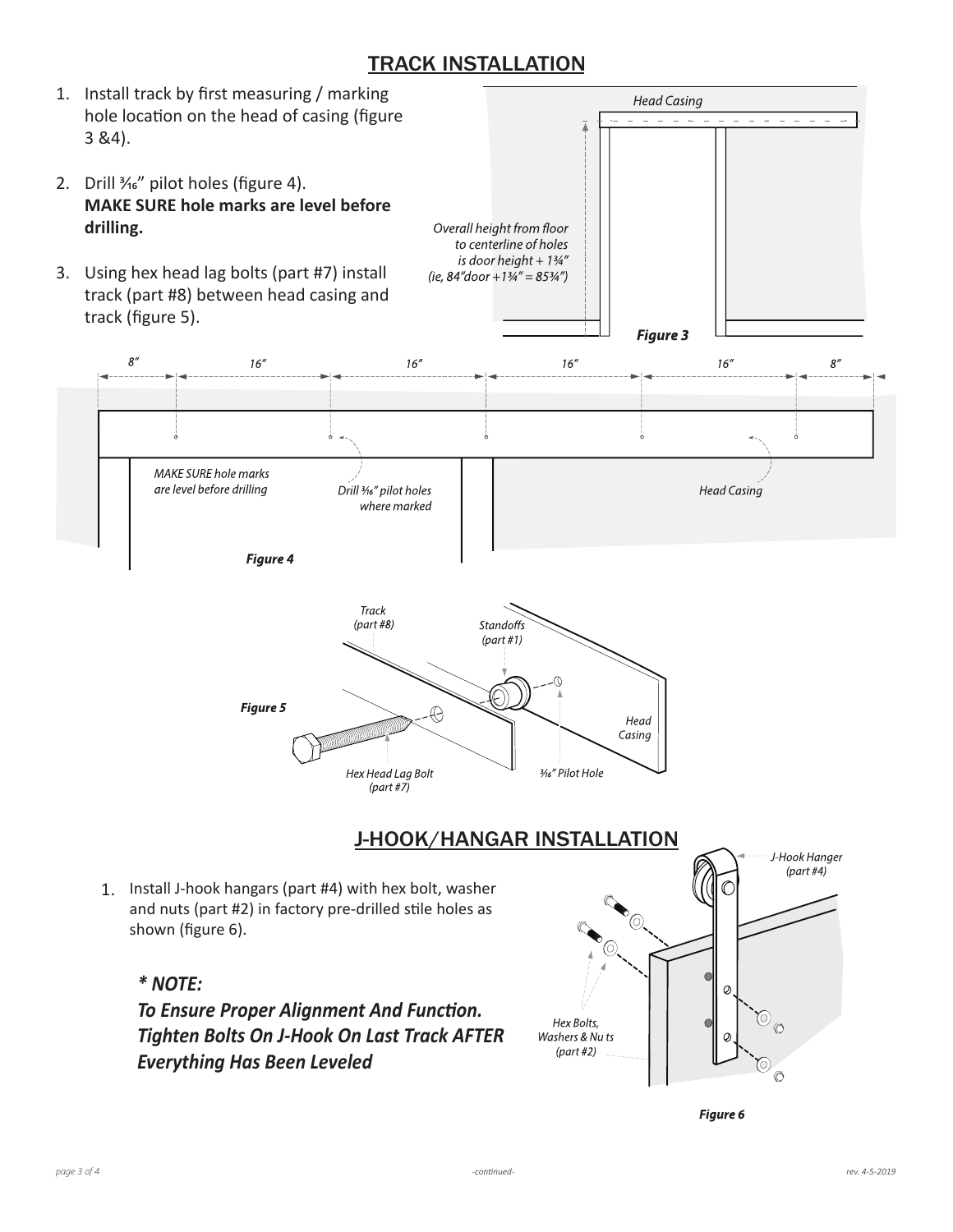## TRACK INSTALLATION

1. Install track by first measuring / marking hole location on the head of casing (figure 3 &4).
2. Drill ³⁄₁₆" pilot holes (figure 4). **MAKE SURE hole marks are level before drilling.**
3. Using hex head lag bolts (part #7) install track (part #8) between head casing and track (figure 5).

*Head Casing*

*Overall height from floor to centerline of holes is door height + 1¾" (ie, 84"door +1¾" = 85¾")*

***Figure 3***

*8"* *16"* *16"* *16"* *16"* *8"*

*MAKE SURE hole marks are level before drilling*

*Drill ³⁄₁₆" pilot holes where marked*

*Head Casing*

***Figure 4***

*Track (part #8)*

*Standoffs (part #1)*

*Head Casing*

*Hex Head Lag Bolt (part #7)*

*³⁄₁₆" Pilot Hole*

***Figure 5***

## J-HOOK/HANGAR INSTALLATION

1. Install J-hook hangars (part #4) with hex bolt, washer and nuts (part #2) in factory pre-drilled stile holes as shown (figure 6).

***\* NOTE:***
***To Ensure Proper Alignment And Function. Tighten Bolts On J-Hook On Last Track AFTER Everything Has Been Leveled***

*J-Hook Hanger (part #4)*

*Hex Bolts, Washers & Nu ts (part #2)*

***Figure 6***

-continued-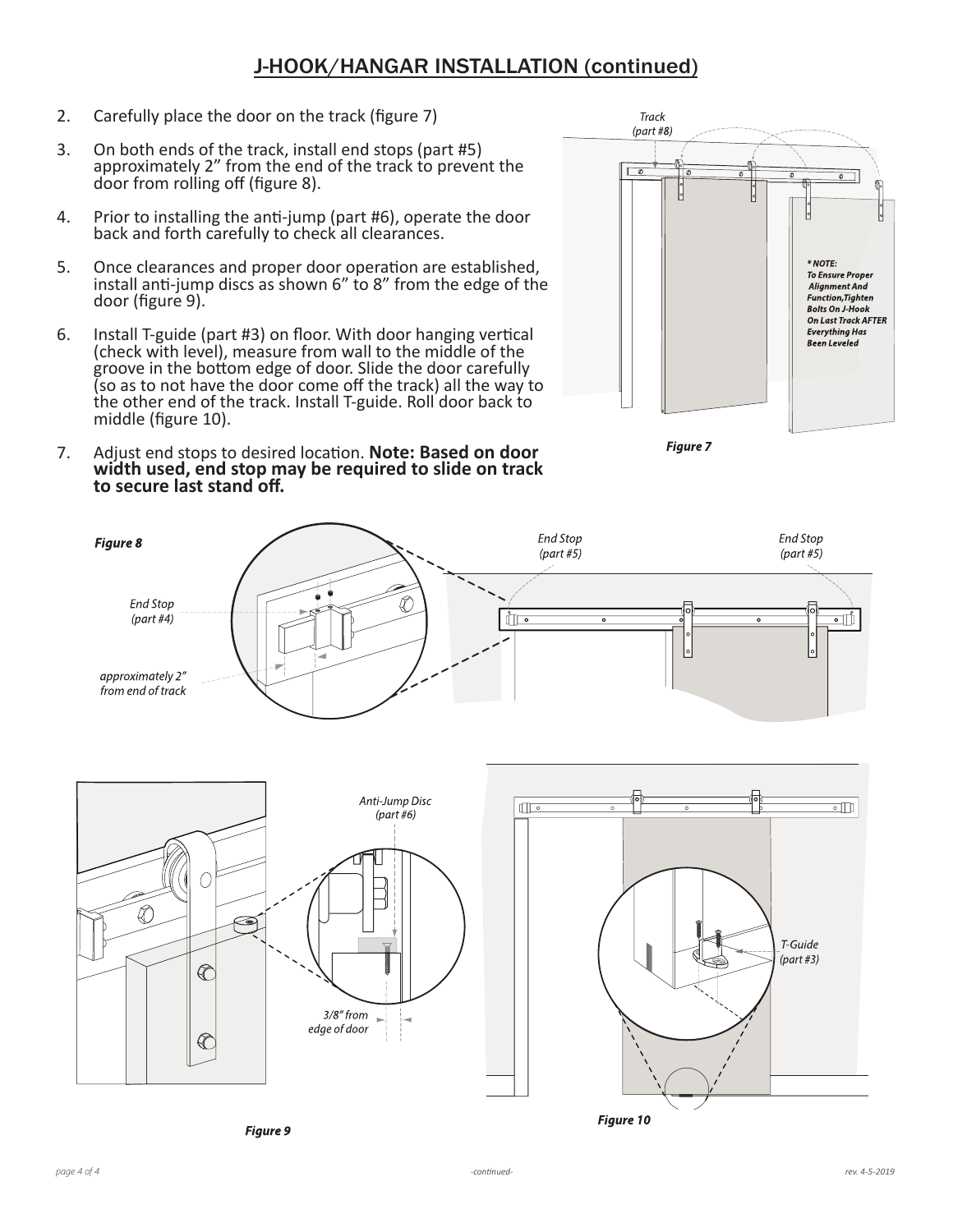## J-HOOK/HANGAR INSTALLATION (continued)

2. Carefully place the door on the track (figure 7)
3. On both ends of the track, install end stops (part #5) approximately 2" from the end of the track to prevent the door from rolling off (figure 8).
4. Prior to installing the anti-jump (part #6), operate the door back and forth carefully to check all clearances.
5. Once clearances and proper door operation are established, install anti-jump discs as shown 6" to 8" from the edge of the door (figure 9).
6. Install T-guide (part #3) on floor. With door hanging vertical (check with level), measure from wall to the middle of the groove in the bottom edge of door. Slide the door carefully (so as to not have the door come off the track) all the way to the other end of the track. Install T-guide. Roll door back to middle (figure 10).
7. Adjust end stops to desired location. **Note: Based on door width used, end stop may be required to slide on track to secure last stand off.**

*Track (part #8)*

*\* NOTE: To Ensure Proper Alignment And Function,Tighten Bolts On J-Hook On Last Track AFTER Everything Has Been Leveled*

***Figure 7***

***Figure 8***

*End Stop (part #4)*

*approximately 2" from end of track*

*End Stop (part #5)*

*End Stop (part #5)*

*Anti-Jump Disc (part #6)*

*3/8" from edge of door*

***Figure 9***

*T-Guide (part #3)*

***Figure 10***